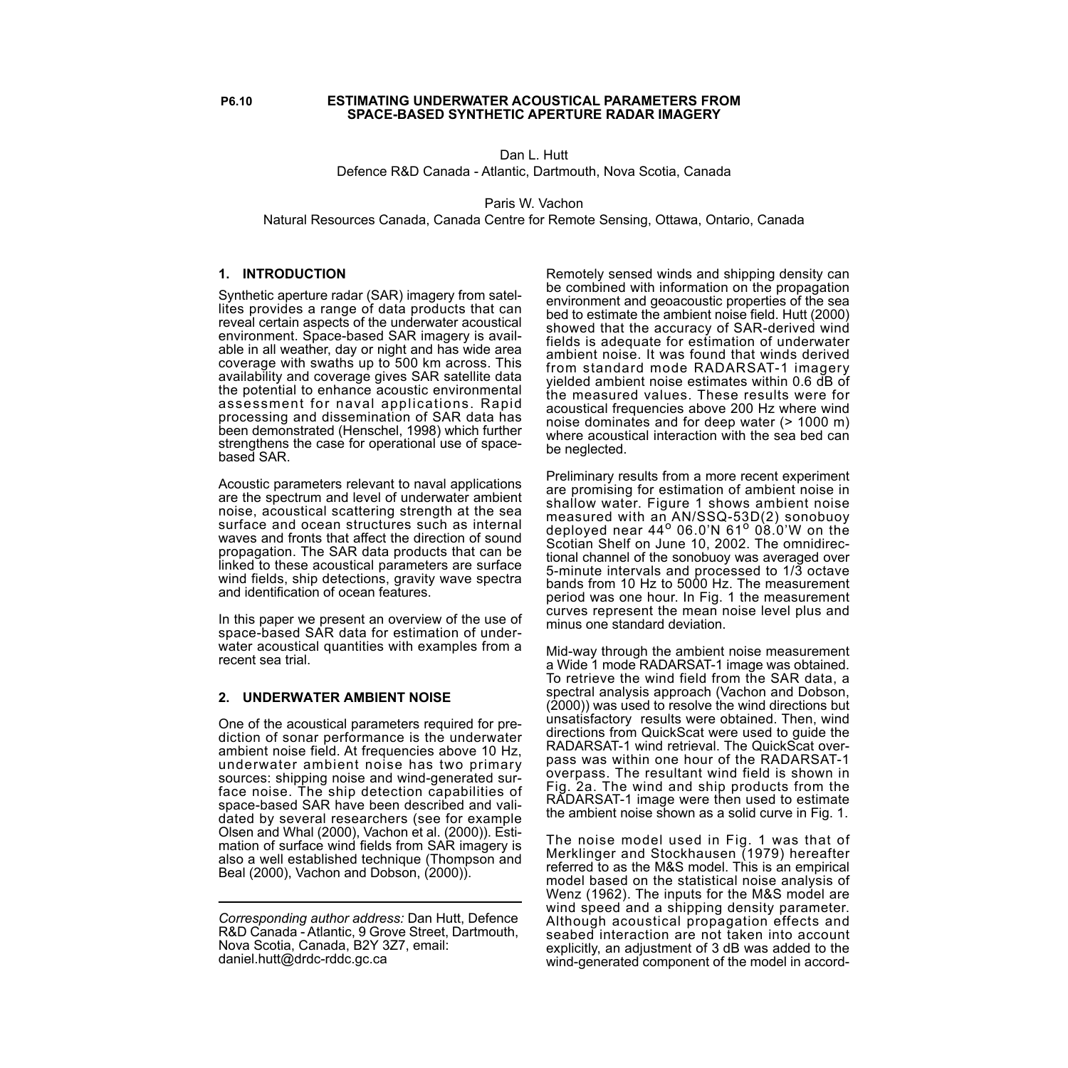P6.10

# ESTIMATING UNDERWATER ACOUSTICAL PARAMETERS FROM SPACE-BASED SYNTHETIC APERTURE RADAR IMAGERY

Dan L. Hutt
Defence R&D Canada - Atlantic, Dartmouth, Nova Scotia, Canada

Paris W. Vachon
Natural Resources Canada, Canada Centre for Remote Sensing, Ottawa, Ontario, Canada

## 1. INTRODUCTION

Synthetic aperture radar (SAR) imagery from satellites provides a range of data products that can reveal certain aspects of the underwater acoustical environment. Space-based SAR imagery is available in all weather, day or night and has wide area coverage with swaths up to 500 km across. This availability and coverage gives SAR satellite data the potential to enhance acoustic environmental assessment for naval applications. Rapid processing and dissemination of SAR data has been demonstrated (Henschel, 1998) which further strengthens the case for operational use of space-based SAR.

Acoustic parameters relevant to naval applications are the spectrum and level of underwater ambient noise, acoustical scattering strength at the sea surface and ocean structures such as internal waves and fronts that affect the direction of sound propagation. The SAR data products that can be linked to these acoustical parameters are surface wind fields, ship detections, gravity wave spectra and identification of ocean features.

In this paper we present an overview of the use of space-based SAR data for estimation of underwater acoustical quantities with examples from a recent sea trial.

## 2. UNDERWATER AMBIENT NOISE

One of the acoustical parameters required for prediction of sonar performance is the underwater ambient noise field. At frequencies above 10 Hz, underwater ambient noise has two primary sources: shipping noise and wind-generated surface noise. The ship detection capabilities of space-based SAR have been described and validated by several researchers (see for example Olsen and Whal (2000), Vachon et al. (2000)). Estimation of surface wind fields from SAR imagery is also a well established technique (Thompson and Beal (2000), Vachon and Dobson, (2000)).

*Corresponding author address:* Dan Hutt, Defence R&D Canada - Atlantic, 9 Grove Street, Dartmouth, Nova Scotia, Canada, B2Y 3Z7, email: daniel.hutt@drdc-rddc.gc.ca

Remotely sensed winds and shipping density can be combined with information on the propagation environment and geoacoustic properties of the sea bed to estimate the ambient noise field. Hutt (2000) showed that the accuracy of SAR-derived wind fields is adequate for estimation of underwater ambient noise. It was found that winds derived from standard mode RADARSAT-1 imagery yielded ambient noise estimates within 0.6 dB of the measured values. These results were for acoustical frequencies above 200 Hz where wind noise dominates and for deep water (> 1000 m) where acoustical interaction with the sea bed can be neglected.

Preliminary results from a more recent experiment are promising for estimation of ambient noise in shallow water. Figure 1 shows ambient noise measured with an AN/SSQ-53D(2) sonobuoy deployed near 44° 06.0'N 61° 08.0'W on the Scotian Shelf on June 10, 2002. The omnidirectional channel of the sonobuoy was averaged over 5-minute intervals and processed to 1/3 octave bands from 10 Hz to 5000 Hz. The measurement period was one hour. In Fig. 1 the measurement curves represent the mean noise level plus and minus one standard deviation.

Mid-way through the ambient noise measurement a Wide 1 mode RADARSAT-1 image was obtained. To retrieve the wind field from the SAR data, a spectral analysis approach (Vachon and Dobson, (2000)) was used to resolve the wind directions but unsatisfactory results were obtained. Then, wind directions from QuickScat were used to guide the RADARSAT-1 wind retrieval. The QuickScat overpass was within one hour of the RADARSAT-1 overpass. The resultant wind field is shown in Fig. 2a. The wind and ship products from the RADARSAT-1 image were then used to estimate the ambient noise shown as a solid curve in Fig. 1.

The noise model used in Fig. 1 was that of Merklinger and Stockhausen (1979) hereafter referred to as the M&S model. This is an empirical model based on the statistical noise analysis of Wenz (1962). The inputs for the M&S model are wind speed and a shipping density parameter. Although acoustical propagation effects and seabed interaction are not taken into account explicitly, an adjustment of 3 dB was added to the wind-generated component of the model in accord-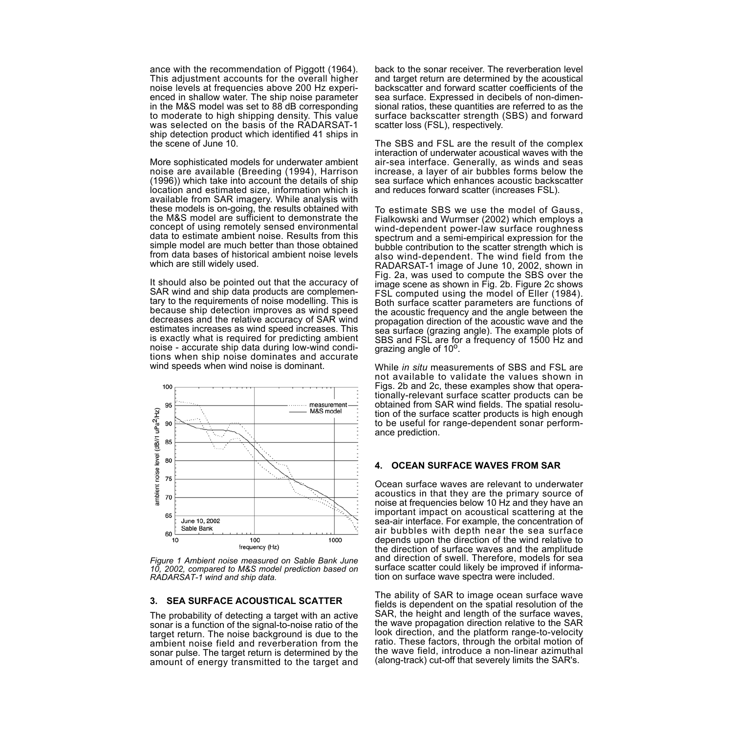ance with the recommendation of Piggott (1964). This adjustment accounts for the overall higher noise levels at frequencies above 200 Hz experienced in shallow water. The ship noise parameter in the M&S model was set to 88 dB corresponding to moderate to high shipping density. This value was selected on the basis of the RADARSAT-1 ship detection product which identified 41 ships in the scene of June 10.

More sophisticated models for underwater ambient noise are available (Breeding (1994), Harrison (1996)) which take into account the details of ship location and estimated size, information which is available from SAR imagery. While analysis with these models is on-going, the results obtained with the M&S model are sufficient to demonstrate the concept of using remotely sensed environmental data to estimate ambient noise. Results from this simple model are much better than those obtained from data bases of historical ambient noise levels which are still widely used.

It should also be pointed out that the accuracy of SAR wind and ship data products are complementary to the requirements of noise modelling. This is because ship detection improves as wind speed decreases and the relative accuracy of SAR wind estimates increases as wind speed increases. This is exactly what is required for predicting ambient noise - accurate ship data during low-wind conditions when ship noise dominates and accurate wind speeds when wind noise is dominant.

*Figure 1 Ambient noise measured on Sable Bank June 10, 2002, compared to M&S model prediction based on RADARSAT-1 wind and ship data.*

## 3. SEA SURFACE ACOUSTICAL SCATTER

The probability of detecting a target with an active sonar is a function of the signal-to-noise ratio of the target return. The noise background is due to the ambient noise field and reverberation from the sonar pulse. The target return is determined by the amount of energy transmitted to the target and back to the sonar receiver. The reverberation level and target return are determined by the acoustical backscatter and forward scatter coefficients of the sea surface. Expressed in decibels of non-dimensional ratios, these quantities are referred to as the surface backscatter strength (SBS) and forward scatter loss (FSL), respectively.

The SBS and FSL are the result of the complex interaction of underwater acoustical waves with the air-sea interface. Generally, as winds and seas increase, a layer of air bubbles forms below the sea surface which enhances acoustic backscatter and reduces forward scatter (increases FSL).

To estimate SBS we use the model of Gauss, Fialkowski and Wurmser (2002) which employs a wind-dependent power-law surface roughness spectrum and a semi-empirical expression for the bubble contribution to the scatter strength which is also wind-dependent. The wind field from the RADARSAT-1 image of June 10, 2002, shown in Fig. 2a, was used to compute the SBS over the image scene as shown in Fig. 2b. Figure 2c shows FSL computed using the model of Eller (1984). Both surface scatter parameters are functions of the acoustic frequency and the angle between the propagation direction of the acoustic wave and the sea surface (grazing angle). The example plots of SBS and FSL are for a frequency of 1500 Hz and grazing angle of $10^{o}$.

While *in situ* measurements of SBS and FSL are not available to validate the values shown in Figs. 2b and 2c, these examples show that operationally-relevant surface scatter products can be obtained from SAR wind fields. The spatial resolution of the surface scatter products is high enough to be useful for range-dependent sonar performance prediction.

## 4. OCEAN SURFACE WAVES FROM SAR

Ocean surface waves are relevant to underwater acoustics in that they are the primary source of noise at frequencies below 10 Hz and they have an important impact on acoustical scattering at the sea-air interface. For example, the concentration of air bubbles with depth near the sea surface depends upon the direction of the wind relative to the direction of surface waves and the amplitude and direction of swell. Therefore, models for sea surface scatter could likely be improved if information on surface wave spectra were included.

The ability of SAR to image ocean surface wave fields is dependent on the spatial resolution of the SAR, the height and length of the surface waves, the wave propagation direction relative to the SAR look direction, and the platform range-to-velocity ratio. These factors, through the orbital motion of the wave field, introduce a non-linear azimuthal (along-track) cut-off that severely limits the SAR's.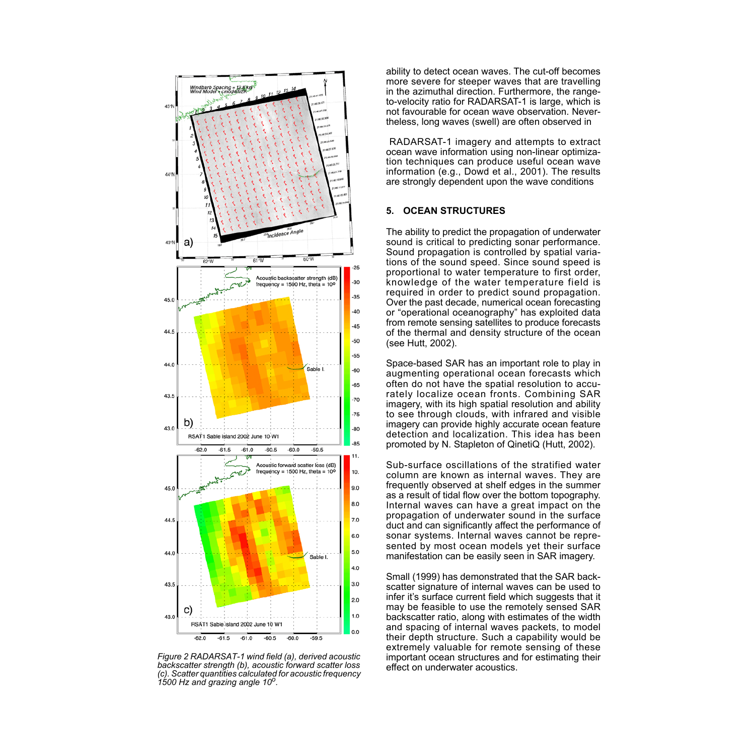*Figure 2 RADARSAT-1 wind field (a), derived acoustic backscatter strength (b), acoustic forward scatter loss (c). Scatter quantities calculated for acoustic frequency 1500 Hz and grazing angle 10$^{o}$.*

ability to detect ocean waves. The cut-off becomes more severe for steeper waves that are travelling in the azimuthal direction. Furthermore, the range-to-velocity ratio for RADARSAT-1 is large, which is not favourable for ocean wave observation. Nevertheless, long waves (swell) are often observed in

RADARSAT-1 imagery and attempts to extract ocean wave information using non-linear optimization techniques can produce useful ocean wave information (e.g., Dowd et al., 2001). The results are strongly dependent upon the wave conditions

## 5. OCEAN STRUCTURES

The ability to predict the propagation of underwater sound is critical to predicting sonar performance. Sound propagation is controlled by spatial variations of the sound speed. Since sound speed is proportional to water temperature to first order, knowledge of the water temperature field is required in order to predict sound propagation. Over the past decade, numerical ocean forecasting or "operational oceanography" has exploited data from remote sensing satellites to produce forecasts of the thermal and density structure of the ocean (see Hutt, 2002).

Space-based SAR has an important role to play in augmenting operational ocean forecasts which often do not have the spatial resolution to accurately localize ocean fronts. Combining SAR imagery, with its high spatial resolution and ability to see through clouds, with infrared and visible imagery can provide highly accurate ocean feature detection and localization. This idea has been promoted by N. Stapleton of QinetiQ (Hutt, 2002).

Sub-surface oscillations of the stratified water column are known as internal waves. They are frequently observed at shelf edges in the summer as a result of tidal flow over the bottom topography. Internal waves can have a great impact on the propagation of underwater sound in the surface duct and can significantly affect the performance of sonar systems. Internal waves cannot be represented by most ocean models yet their surface manifestation can be easily seen in SAR imagery.

Small (1999) has demonstrated that the SAR backscatter signature of internal waves can be used to infer it's surface current field which suggests that it may be feasible to use the remotely sensed SAR backscatter ratio, along with estimates of the width and spacing of internal waves packets, to model their depth structure. Such a capability would be extremely valuable for remote sensing of these important ocean structures and for estimating their effect on underwater acoustics.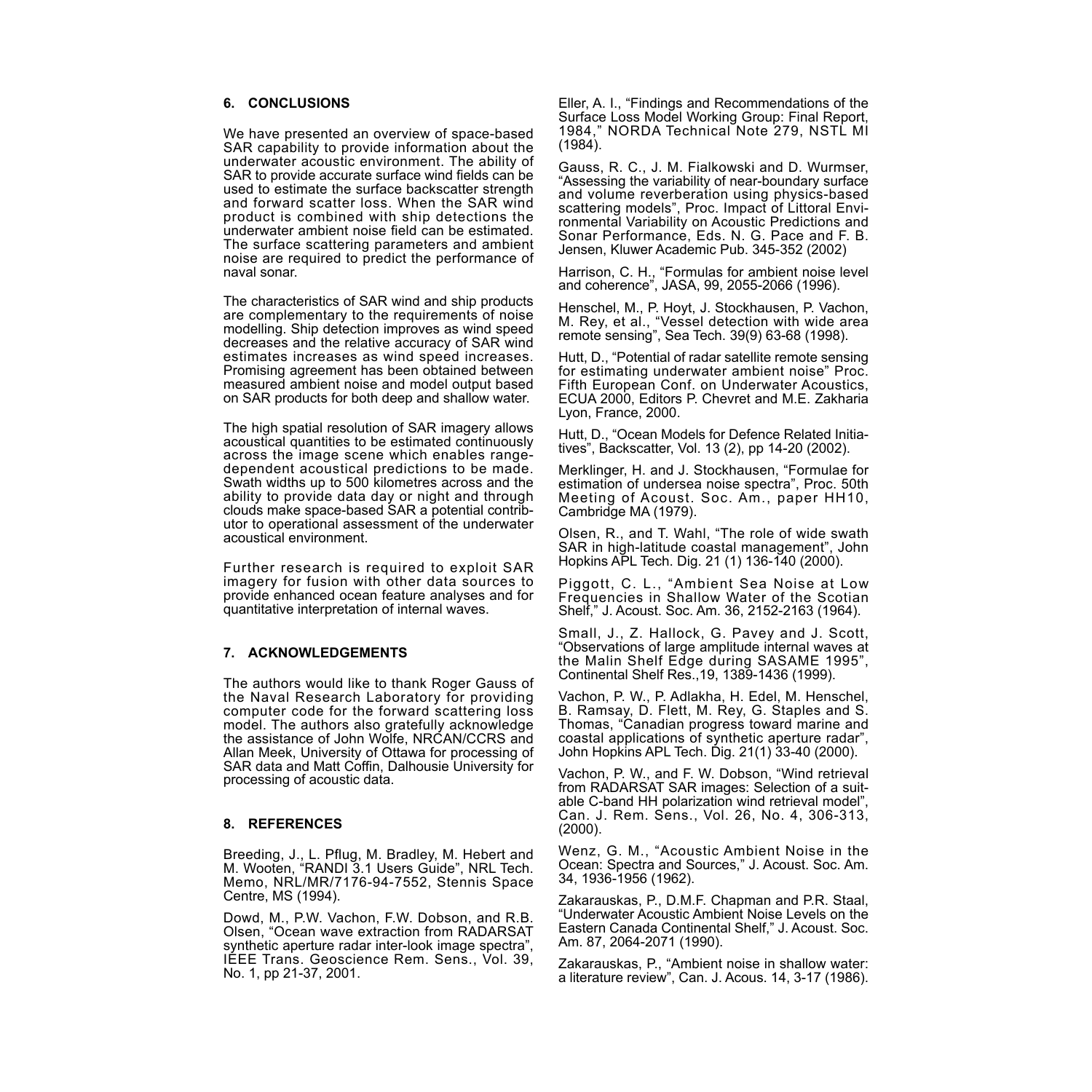## 6. CONCLUSIONS

We have presented an overview of space-based SAR capability to provide information about the underwater acoustic environment. The ability of SAR to provide accurate surface wind fields can be used to estimate the surface backscatter strength and forward scatter loss. When the SAR wind product is combined with ship detections the underwater ambient noise field can be estimated. The surface scattering parameters and ambient noise are required to predict the performance of naval sonar.

The characteristics of SAR wind and ship products are complementary to the requirements of noise modelling. Ship detection improves as wind speed decreases and the relative accuracy of SAR wind estimates increases as wind speed increases. Promising agreement has been obtained between measured ambient noise and model output based on SAR products for both deep and shallow water.

The high spatial resolution of SAR imagery allows acoustical quantities to be estimated continuously across the image scene which enables range-dependent acoustical predictions to be made. Swath widths up to 500 kilometres across and the ability to provide data day or night and through clouds make space-based SAR a potential contributor to operational assessment of the underwater acoustical environment.

Further research is required to exploit SAR imagery for fusion with other data sources to provide enhanced ocean feature analyses and for quantitative interpretation of internal waves.

## 7. ACKNOWLEDGEMENTS

The authors would like to thank Roger Gauss of the Naval Research Laboratory for providing computer code for the forward scattering loss model. The authors also gratefully acknowledge the assistance of John Wolfe, NRCAN/CCRS and Allan Meek, University of Ottawa for processing of SAR data and Matt Coffin, Dalhousie University for processing of acoustic data.

## 8. REFERENCES

Breeding, J., L. Pflug, M. Bradley, M. Hebert and M. Wooten, "RANDI 3.1 Users Guide", NRL Tech. Memo, NRL/MR/7176-94-7552, Stennis Space Centre, MS (1994).

Dowd, M., P.W. Vachon, F.W. Dobson, and R.B. Olsen, "Ocean wave extraction from RADARSAT synthetic aperture radar inter-look image spectra", IEEE Trans. Geoscience Rem. Sens., Vol. 39, No. 1, pp 21-37, 2001.

Eller, A. I., "Findings and Recommendations of the Surface Loss Model Working Group: Final Report, 1984," NORDA Technical Note 279, NSTL MI (1984).

Gauss, R. C., J. M. Fialkowski and D. Wurmser, "Assessing the variability of near-boundary surface and volume reverberation using physics-based scattering models", Proc. Impact of Littoral Environmental Variability on Acoustic Predictions and Sonar Performance, Eds. N. G. Pace and F. B. Jensen, Kluwer Academic Pub. 345-352 (2002)

Harrison, C. H., "Formulas for ambient noise level and coherence", JASA, 99, 2055-2066 (1996).

Henschel, M., P. Hoyt, J. Stockhausen, P. Vachon, M. Rey, et al., "Vessel detection with wide area remote sensing", Sea Tech. 39(9) 63-68 (1998).

Hutt, D., "Potential of radar satellite remote sensing for estimating underwater ambient noise" Proc. Fifth European Conf. on Underwater Acoustics, ECUA 2000, Editors P. Chevret and M.E. Zakharia Lyon, France, 2000.

Hutt, D., "Ocean Models for Defence Related Initiatives", Backscatter, Vol. 13 (2), pp 14-20 (2002).

Merklinger, H. and J. Stockhausen, "Formulae for estimation of undersea noise spectra", Proc. 50th Meeting of Acoust. Soc. Am., paper HH10, Cambridge MA (1979).

Olsen, R., and T. Wahl, "The role of wide swath SAR in high-latitude coastal management", John Hopkins APL Tech. Dig. 21 (1) 136-140 (2000).

Piggott, C. L., "Ambient Sea Noise at Low Frequencies in Shallow Water of the Scotian Shelf," J. Acoust. Soc. Am. 36, 2152-2163 (1964).

Small, J., Z. Hallock, G. Pavey and J. Scott, "Observations of large amplitude internal waves at the Malin Shelf Edge during SASAME 1995", Continental Shelf Res.,19, 1389-1436 (1999).

Vachon, P. W., P. Adlakha, H. Edel, M. Henschel, B. Ramsay, D. Flett, M. Rey, G. Staples and S. Thomas, "Canadian progress toward marine and coastal applications of synthetic aperture radar", John Hopkins APL Tech. Dig. 21(1) 33-40 (2000).

Vachon, P. W., and F. W. Dobson, "Wind retrieval from RADARSAT SAR images: Selection of a suitable C-band HH polarization wind retrieval model", Can. J. Rem. Sens., Vol. 26, No. 4, 306-313, (2000).

Wenz, G. M., "Acoustic Ambient Noise in the Ocean: Spectra and Sources," J. Acoust. Soc. Am. 34, 1936-1956 (1962).

Zakarauskas, P., D.M.F. Chapman and P.R. Staal, "Underwater Acoustic Ambient Noise Levels on the Eastern Canada Continental Shelf," J. Acoust. Soc. Am. 87, 2064-2071 (1990).

Zakarauskas, P., "Ambient noise in shallow water: a literature review", Can. J. Acous. 14, 3-17 (1986).